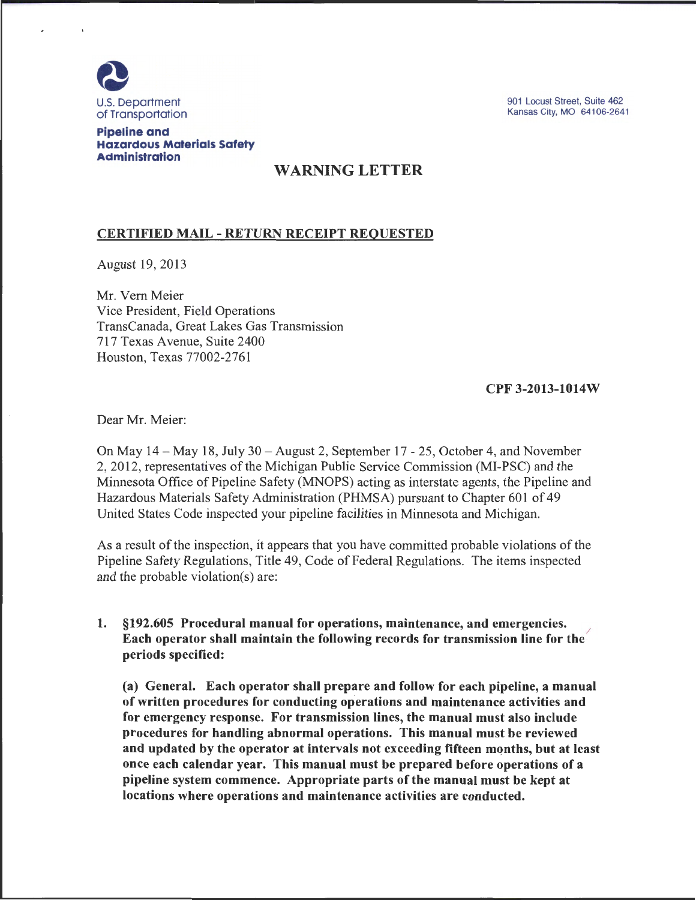U.S. Department of Transportation

**Pipeline and Hazardous Materials Safety Administration**

901 Locust Street, Suite 462
Kansas City, MO 64106-2641

# WARNING LETTER

**CERTIFIED MAIL - RETURN RECEIPT REQUESTED**

August 19, 2013

Mr. Vern Meier
Vice President, Field Operations
TransCanada, Great Lakes Gas Transmission
717 Texas Avenue, Suite 2400
Houston, Texas 77002-2761

**CPF 3-2013-1014W**

Dear Mr. Meier:

On May 14 – May 18, July 30 – August 2, September 17 - 25, October 4, and November 2, 2012, representatives of the Michigan Public Service Commission (MI-PSC) and the Minnesota Office of Pipeline Safety (MNOPS) acting as interstate agents, the Pipeline and Hazardous Materials Safety Administration (PHMSA) pursuant to Chapter 601 of 49 United States Code inspected your pipeline facilities in Minnesota and Michigan.

As a result of the inspection, it appears that you have committed probable violations of the Pipeline Safety Regulations, Title 49, Code of Federal Regulations. The items inspected and the probable violation(s) are:

1. **§192.605 Procedural manual for operations, maintenance, and emergencies. Each operator shall maintain the following records for transmission line for the periods specified:**

   **(a) General. Each operator shall prepare and follow for each pipeline, a manual of written procedures for conducting operations and maintenance activities and for emergency response. For transmission lines, the manual must also include procedures for handling abnormal operations. This manual must be reviewed and updated by the operator at intervals not exceeding fifteen months, but at least once each calendar year. This manual must be prepared before operations of a pipeline system commence. Appropriate parts of the manual must be kept at locations where operations and maintenance activities are conducted.**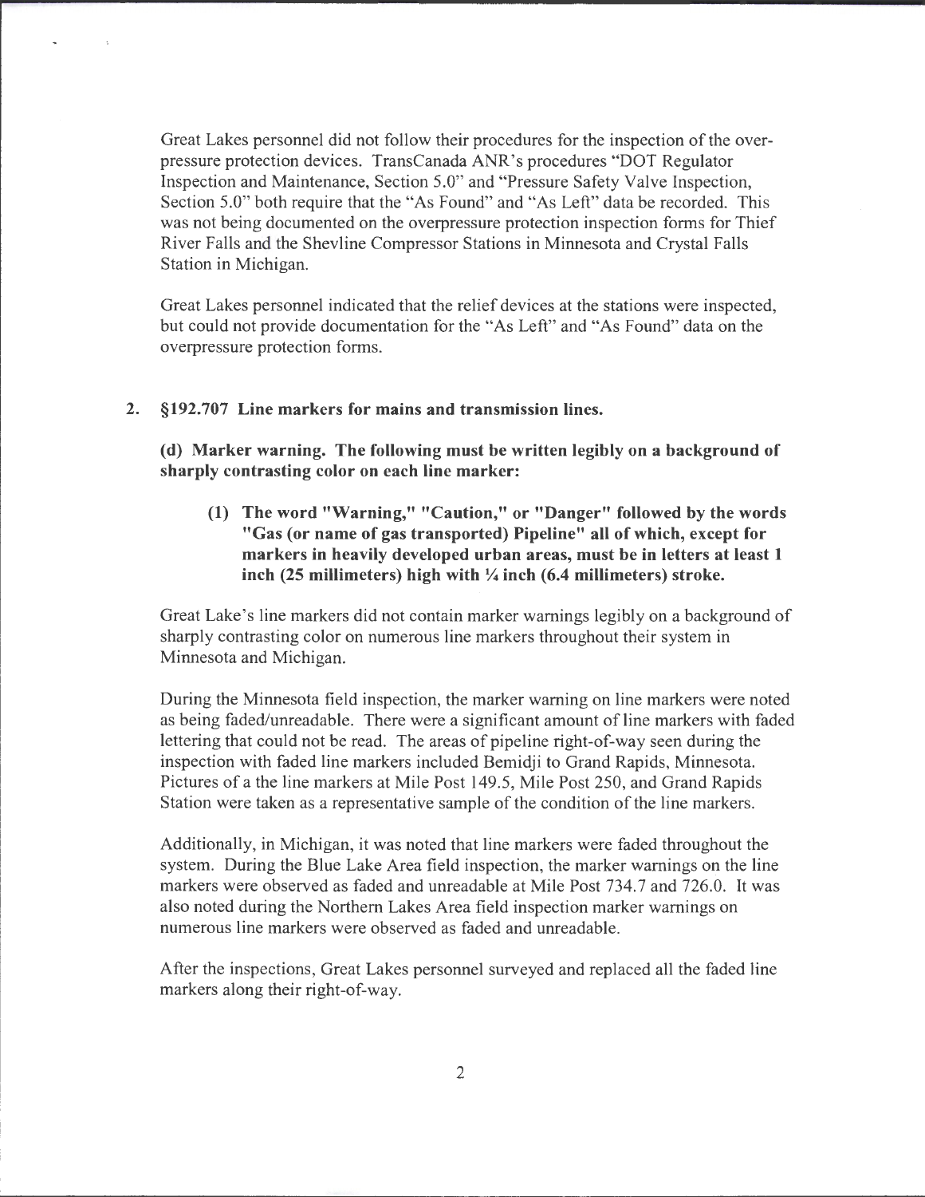Great Lakes personnel did not follow their procedures for the inspection of the over-pressure protection devices. TransCanada ANR's procedures "DOT Regulator Inspection and Maintenance, Section 5.0" and "Pressure Safety Valve Inspection, Section 5.0" both require that the "As Found" and "As Left" data be recorded. This was not being documented on the overpressure protection inspection forms for Thief River Falls and the Shevline Compressor Stations in Minnesota and Crystal Falls Station in Michigan.

Great Lakes personnel indicated that the relief devices at the stations were inspected, but could not provide documentation for the "As Left" and "As Found" data on the overpressure protection forms.

2. **§192.707 Line markers for mains and transmission lines.**

   **(d) Marker warning. The following must be written legibly on a background of sharply contrasting color on each line marker:**

   **(1) The word "Warning," "Caution," or "Danger" followed by the words "Gas (or name of gas transported) Pipeline" all of which, except for markers in heavily developed urban areas, must be in letters at least 1 inch (25 millimeters) high with ¼ inch (6.4 millimeters) stroke.**

   Great Lake's line markers did not contain marker warnings legibly on a background of sharply contrasting color on numerous line markers throughout their system in Minnesota and Michigan.

   During the Minnesota field inspection, the marker warning on line markers were noted as being faded/unreadable. There were a significant amount of line markers with faded lettering that could not be read. The areas of pipeline right-of-way seen during the inspection with faded line markers included Bemidji to Grand Rapids, Minnesota. Pictures of a the line markers at Mile Post 149.5, Mile Post 250, and Grand Rapids Station were taken as a representative sample of the condition of the line markers.

   Additionally, in Michigan, it was noted that line markers were faded throughout the system. During the Blue Lake Area field inspection, the marker warnings on the line markers were observed as faded and unreadable at Mile Post 734.7 and 726.0. It was also noted during the Northern Lakes Area field inspection marker warnings on numerous line markers were observed as faded and unreadable.

   After the inspections, Great Lakes personnel surveyed and replaced all the faded line markers along their right-of-way.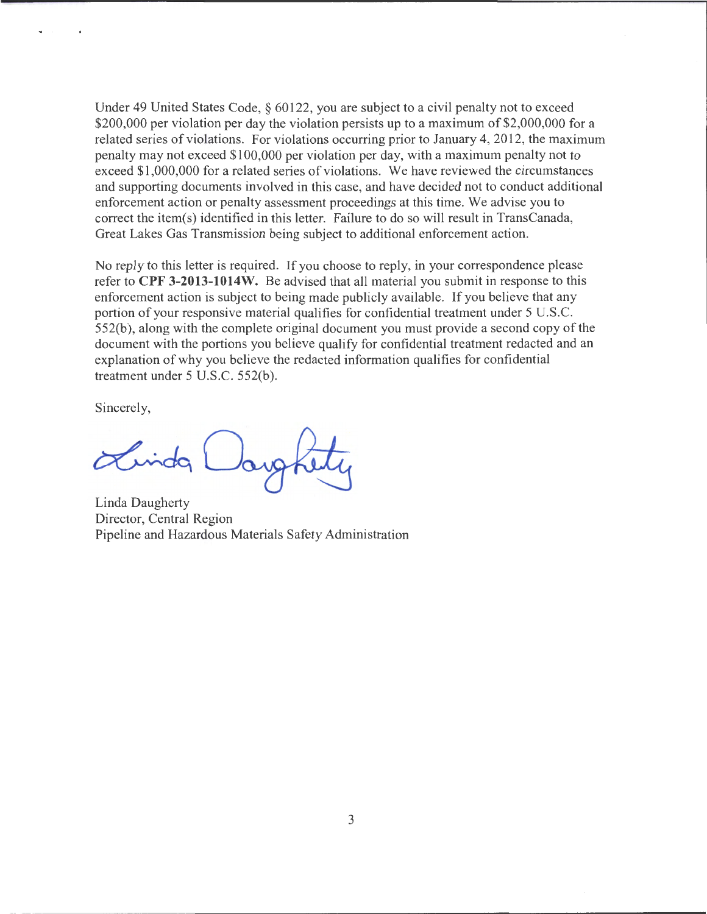Under 49 United States Code, § 60122, you are subject to a civil penalty not to exceed $200,000 per violation per day the violation persists up to a maximum of $2,000,000 for a related series of violations. For violations occurring prior to January 4, 2012, the maximum penalty may not exceed $100,000 per violation per day, with a maximum penalty not to exceed $1,000,000 for a related series of violations. We have reviewed the circumstances and supporting documents involved in this case, and have decided not to conduct additional enforcement action or penalty assessment proceedings at this time. We advise you to correct the item(s) identified in this letter. Failure to do so will result in TransCanada, Great Lakes Gas Transmission being subject to additional enforcement action.

No reply to this letter is required. If you choose to reply, in your correspondence please refer to **CPF 3-2013-1014W.** Be advised that all material you submit in response to this enforcement action is subject to being made publicly available. If you believe that any portion of your responsive material qualifies for confidential treatment under 5 U.S.C. 552(b), along with the complete original document you must provide a second copy of the document with the portions you believe qualify for confidential treatment redacted and an explanation of why you believe the redacted information qualifies for confidential treatment under 5 U.S.C. 552(b).

Sincerely,

Linda Daugherty
Director, Central Region
Pipeline and Hazardous Materials Safety Administration